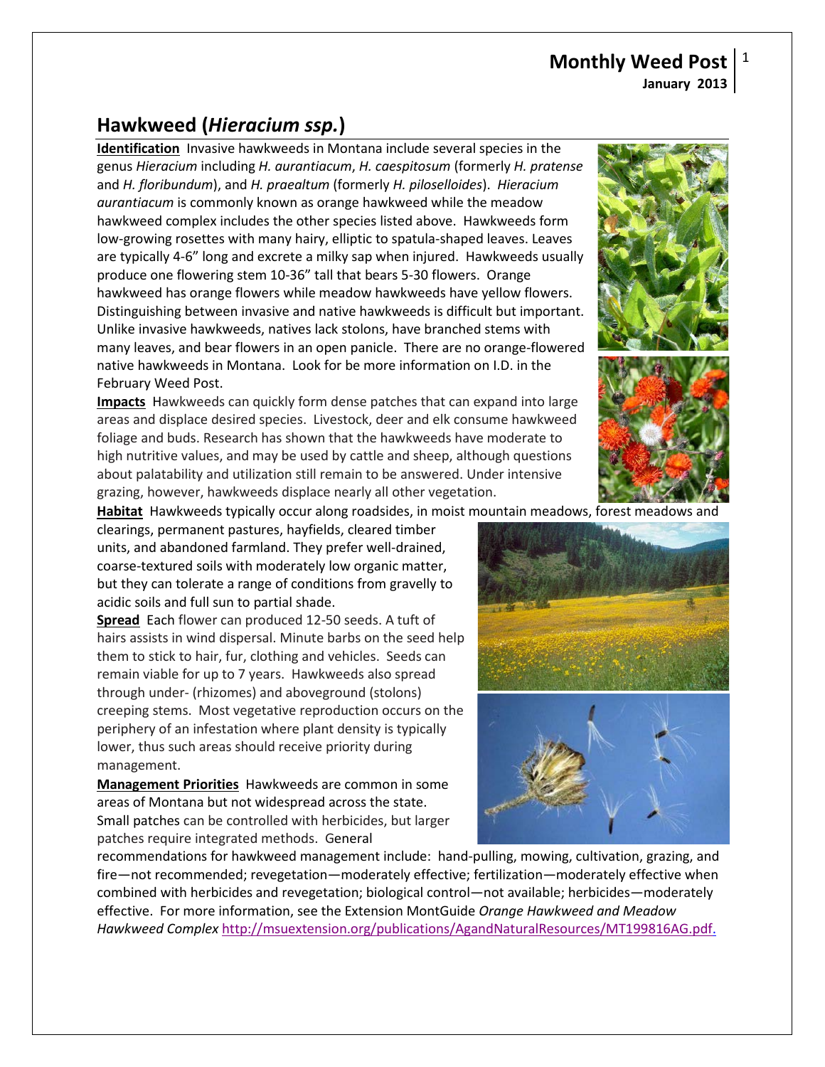# Monthly Weed Post

**January 2013**

## Hawkweed (*Hieracium ssp.*)

**Identification** Invasive hawkweeds in Montana include several species in the genus *Hieracium* including *H. aurantiacum*, *H. caespitosum* (formerly *H. pratense* and *H. floribundum*), and *H. praealtum* (formerly *H. pilosselloides*). *Hieracium aurantiacum* is commonly known as orange hawkweed while the meadow hawkweed complex includes the other species listed above. Hawkweeds form low-growing rosettes with many hairy, elliptic to spatula-shaped leaves. Leaves are typically 4-6" long and excrete a milky sap when injured. Hawkweeds usually produce one flowering stem 10-36" tall that bears 5-30 flowers. Orange hawkweed has orange flowers while meadow hawkweeds have yellow flowers. Distinguishing between invasive and native hawkweeds is difficult but important. Unlike invasive hawkweeds, natives lack stolons, have branched stems with many leaves, and bear flowers in an open panicle. There are no orange-flowered native hawkweeds in Montana. Look for be more information on I.D. in the February Weed Post.

**Impacts** Hawkweeds can quickly form dense patches that can expand into large areas and displace desired species. Livestock, deer and elk consume hawkweed foliage and buds. Research has shown that the hawkweeds have moderate to high nutritive values, and may be used by cattle and sheep, although questions about palatability and utilization still remain to be answered. Under intensive grazing, however, hawkweeds displace nearly all other vegetation.

**Habitat** Hawkweeds typically occur along roadsides, in moist mountain meadows, forest meadows and clearings, permanent pastures, hayfields, cleared timber units, and abandoned farmland. They prefer well-drained, coarse-textured soils with moderately low organic matter, but they can tolerate a range of conditions from gravelly to acidic soils and full sun to partial shade.

**Spread** Each flower can produced 12-50 seeds. A tuft of hairs assists in wind dispersal. Minute barbs on the seed help them to stick to hair, fur, clothing and vehicles. Seeds can remain viable for up to 7 years. Hawkweeds also spread through under- (rhizomes) and aboveground (stolons) creeping stems. Most vegetative reproduction occurs on the periphery of an infestation where plant density is typically lower, thus such areas should receive priority during management.

**Management Priorities** Hawkweeds are common in some areas of Montana but not widespread across the state. Small patches can be controlled with herbicides, but larger patches require integrated methods. General recommendations for hawkweed management include: hand-pulling, mowing, cultivation, grazing, and fire—not recommended; revegetation—moderately effective; fertilization—moderately effective when combined with herbicides and revegetation; biological control—not available; herbicides—moderately effective. For more information, see the Extension MontGuide *Orange Hawkweed and Meadow Hawkweed Complex* http://msuextension.org/publications/AgandNaturalResources/MT199816AG.pdf.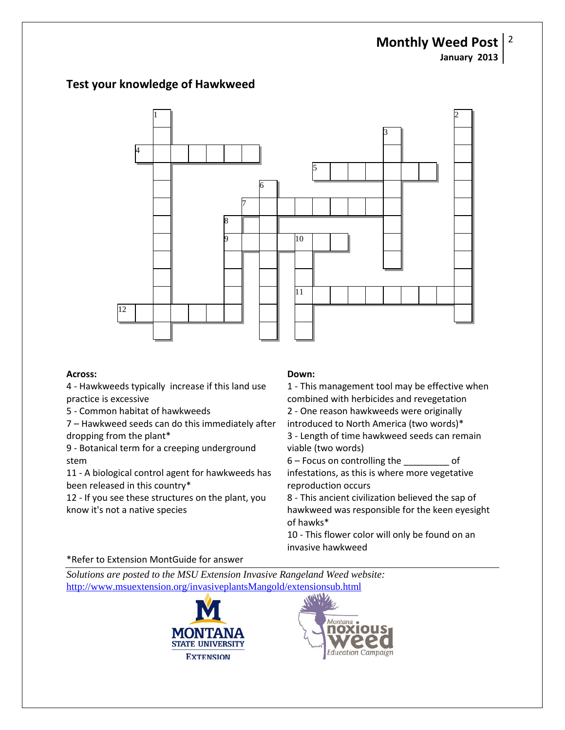## Test your knowledge of Hawkweed

**Across:**

4 - Hawkweeds typically increase if this land use practice is excessive

5 - Common habitat of hawkweeds

7 – Hawkweed seeds can do this immediately after dropping from the plant*

9 - Botanical term for a creeping underground stem

11 - A biological control agent for hawkweeds has been released in this country*

12 - If you see these structures on the plant, you know it's not a native species

**Down:**

1 - This management tool may be effective when combined with herbicides and revegetation

2 - One reason hawkweeds were originally introduced to North America (two words)*

3 - Length of time hawkweed seeds can remain viable (two words)

6 – Focus on controlling the _________ of infestations, as this is where more vegetative reproduction occurs

8 - This ancient civilization believed the sap of hawkweed was responsible for the keen eyesight of hawks*

10 - This flower color will only be found on an invasive hawkweed

*Refer to Extension MontGuide for answer

*Solutions are posted to the MSU Extension Invasive Rangeland Weed website:* http://www.msuextension.org/invasiveplantsMangold/extensionsub.html